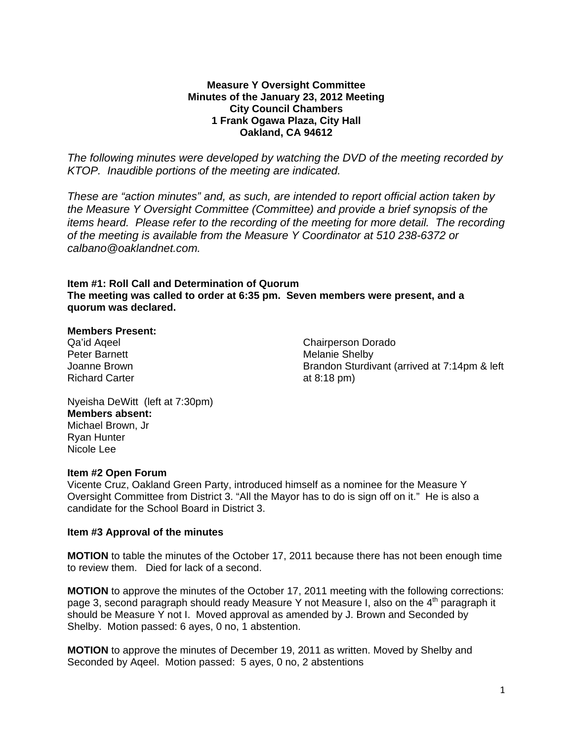**Measure Y Oversight Committee**
**Minutes of the January 23, 2012 Meeting**
**City Council Chambers**
**1 Frank Ogawa Plaza, City Hall**
**Oakland, CA 94612**

*The following minutes were developed by watching the DVD of the meeting recorded by KTOP. Inaudible portions of the meeting are indicated.*

*These are "action minutes" and, as such, are intended to report official action taken by the Measure Y Oversight Committee (Committee) and provide a brief synopsis of the items heard. Please refer to the recording of the meeting for more detail. The recording of the meeting is available from the Measure Y Coordinator at 510 238-6372 or calbano@oaklandnet.com.*

**Item #1: Roll Call and Determination of Quorum**
**The meeting was called to order at 6:35 pm. Seven members were present, and a quorum was declared.**

**Members Present:**
Qa'id Aqeel
Peter Barnett
Joanne Brown
Richard Carter
Chairperson Dorado
Melanie Shelby
Brandon Sturdivant (arrived at 7:14pm & left at 8:18 pm)

Nyeisha DeWitt (left at 7:30pm)
**Members absent:**
Michael Brown, Jr
Ryan Hunter
Nicole Lee

**Item #2 Open Forum**
Vicente Cruz, Oakland Green Party, introduced himself as a nominee for the Measure Y Oversight Committee from District 3. "All the Mayor has to do is sign off on it." He is also a candidate for the School Board in District 3.

**Item #3 Approval of the minutes**

**MOTION** to table the minutes of the October 17, 2011 because there has not been enough time to review them. Died for lack of a second.

**MOTION** to approve the minutes of the October 17, 2011 meeting with the following corrections: page 3, second paragraph should ready Measure Y not Measure I, also on the 4th paragraph it should be Measure Y not I. Moved approval as amended by J. Brown and Seconded by Shelby. Motion passed: 6 ayes, 0 no, 1 abstention.

**MOTION** to approve the minutes of December 19, 2011 as written. Moved by Shelby and Seconded by Aqeel. Motion passed: 5 ayes, 0 no, 2 abstentions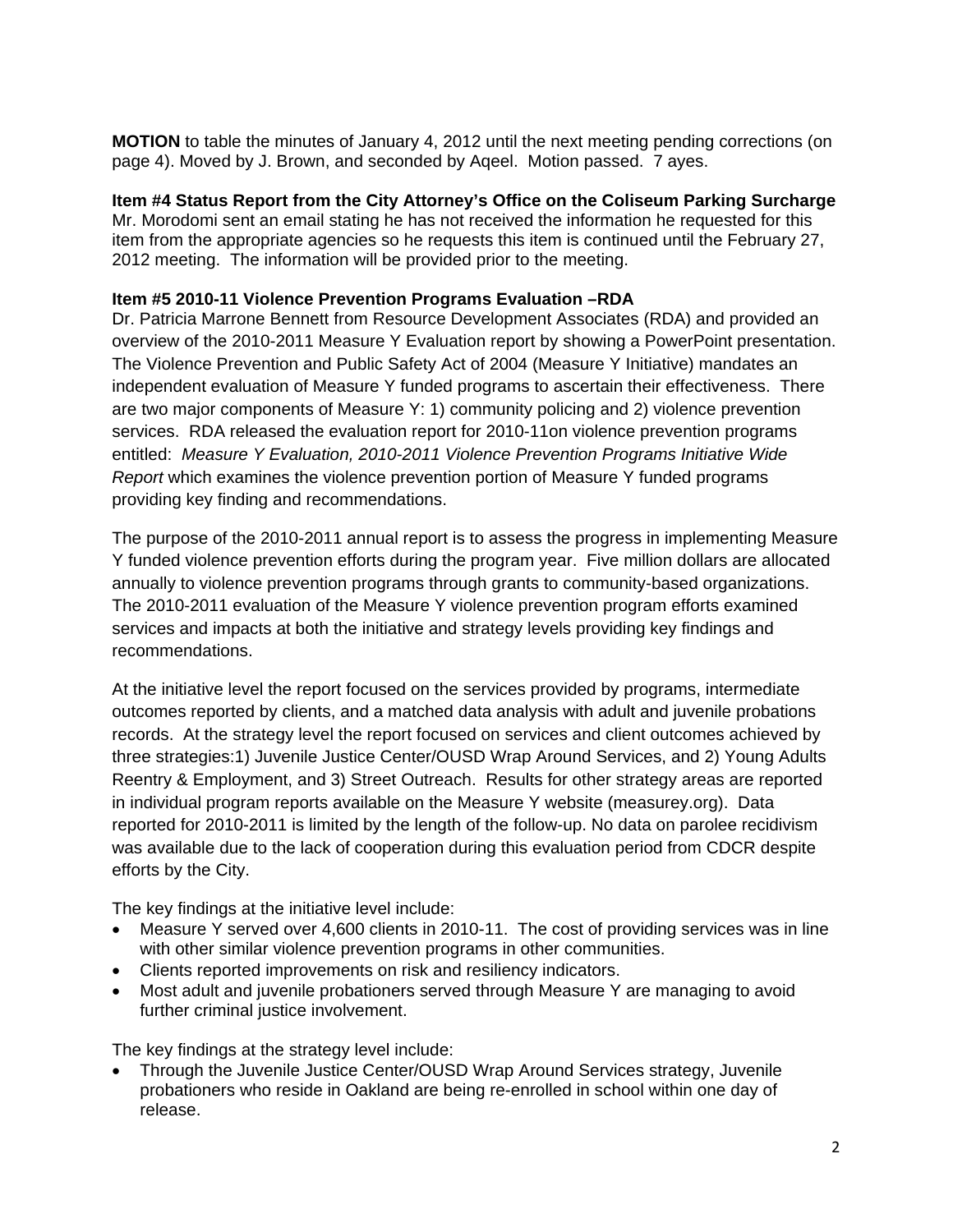**MOTION** to table the minutes of January 4, 2012 until the next meeting pending corrections (on page 4). Moved by J. Brown, and seconded by Aqeel. Motion passed. 7 ayes.

**Item #4 Status Report from the City Attorney's Office on the Coliseum Parking Surcharge**
Mr. Morodomi sent an email stating he has not received the information he requested for this item from the appropriate agencies so he requests this item is continued until the February 27, 2012 meeting. The information will be provided prior to the meeting.

**Item #5 2010-11 Violence Prevention Programs Evaluation –RDA**
Dr. Patricia Marrone Bennett from Resource Development Associates (RDA) and provided an overview of the 2010-2011 Measure Y Evaluation report by showing a PowerPoint presentation. The Violence Prevention and Public Safety Act of 2004 (Measure Y Initiative) mandates an independent evaluation of Measure Y funded programs to ascertain their effectiveness. There are two major components of Measure Y: 1) community policing and 2) violence prevention services. RDA released the evaluation report for 2010-11on violence prevention programs entitled: *Measure Y Evaluation, 2010-2011 Violence Prevention Programs Initiative Wide Report* which examines the violence prevention portion of Measure Y funded programs providing key finding and recommendations.

The purpose of the 2010-2011 annual report is to assess the progress in implementing Measure Y funded violence prevention efforts during the program year. Five million dollars are allocated annually to violence prevention programs through grants to community-based organizations. The 2010-2011 evaluation of the Measure Y violence prevention program efforts examined services and impacts at both the initiative and strategy levels providing key findings and recommendations.

At the initiative level the report focused on the services provided by programs, intermediate outcomes reported by clients, and a matched data analysis with adult and juvenile probations records. At the strategy level the report focused on services and client outcomes achieved by three strategies:1) Juvenile Justice Center/OUSD Wrap Around Services, and 2) Young Adults Reentry & Employment, and 3) Street Outreach. Results for other strategy areas are reported in individual program reports available on the Measure Y website (measurey.org). Data reported for 2010-2011 is limited by the length of the follow-up. No data on parolee recidivism was available due to the lack of cooperation during this evaluation period from CDCR despite efforts by the City.

The key findings at the initiative level include:

- Measure Y served over 4,600 clients in 2010-11. The cost of providing services was in line with other similar violence prevention programs in other communities.
- Clients reported improvements on risk and resiliency indicators.
- Most adult and juvenile probationers served through Measure Y are managing to avoid further criminal justice involvement.

The key findings at the strategy level include:

- Through the Juvenile Justice Center/OUSD Wrap Around Services strategy, Juvenile probationers who reside in Oakland are being re-enrolled in school within one day of release.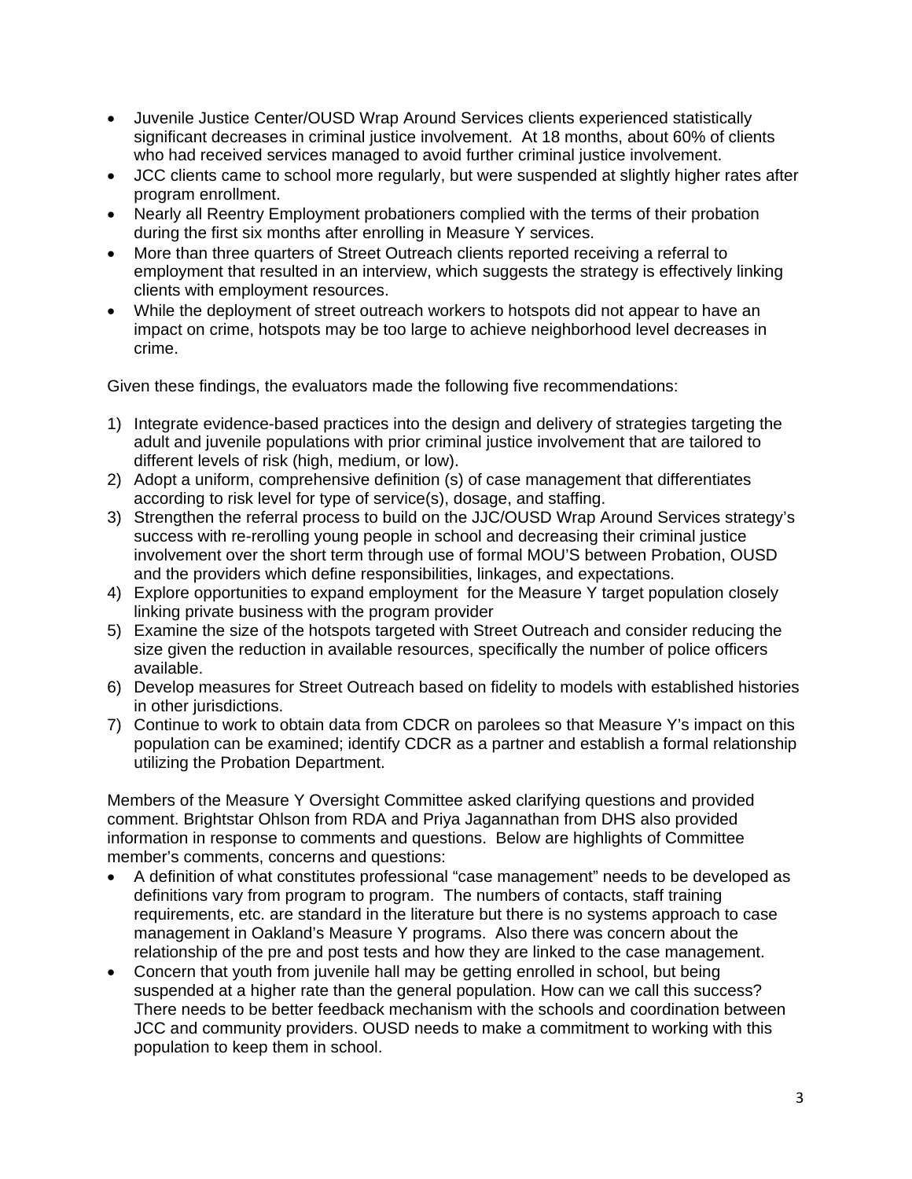- Juvenile Justice Center/OUSD Wrap Around Services clients experienced statistically significant decreases in criminal justice involvement. At 18 months, about 60% of clients who had received services managed to avoid further criminal justice involvement.
- JCC clients came to school more regularly, but were suspended at slightly higher rates after program enrollment.
- Nearly all Reentry Employment probationers complied with the terms of their probation during the first six months after enrolling in Measure Y services.
- More than three quarters of Street Outreach clients reported receiving a referral to employment that resulted in an interview, which suggests the strategy is effectively linking clients with employment resources.
- While the deployment of street outreach workers to hotspots did not appear to have an impact on crime, hotspots may be too large to achieve neighborhood level decreases in crime.

Given these findings, the evaluators made the following five recommendations:

1) Integrate evidence-based practices into the design and delivery of strategies targeting the adult and juvenile populations with prior criminal justice involvement that are tailored to different levels of risk (high, medium, or low).
2) Adopt a uniform, comprehensive definition (s) of case management that differentiates according to risk level for type of service(s), dosage, and staffing.
3) Strengthen the referral process to build on the JJC/OUSD Wrap Around Services strategy's success with re-rerolling young people in school and decreasing their criminal justice involvement over the short term through use of formal MOU'S between Probation, OUSD and the providers which define responsibilities, linkages, and expectations.
4) Explore opportunities to expand employment for the Measure Y target population closely linking private business with the program provider
5) Examine the size of the hotspots targeted with Street Outreach and consider reducing the size given the reduction in available resources, specifically the number of police officers available.
6) Develop measures for Street Outreach based on fidelity to models with established histories in other jurisdictions.
7) Continue to work to obtain data from CDCR on parolees so that Measure Y's impact on this population can be examined; identify CDCR as a partner and establish a formal relationship utilizing the Probation Department.

Members of the Measure Y Oversight Committee asked clarifying questions and provided comment. Brightstar Ohlson from RDA and Priya Jagannathan from DHS also provided information in response to comments and questions. Below are highlights of Committee member's comments, concerns and questions:

- A definition of what constitutes professional "case management" needs to be developed as definitions vary from program to program. The numbers of contacts, staff training requirements, etc. are standard in the literature but there is no systems approach to case management in Oakland's Measure Y programs. Also there was concern about the relationship of the pre and post tests and how they are linked to the case management.
- Concern that youth from juvenile hall may be getting enrolled in school, but being suspended at a higher rate than the general population. How can we call this success? There needs to be better feedback mechanism with the schools and coordination between JCC and community providers. OUSD needs to make a commitment to working with this population to keep them in school.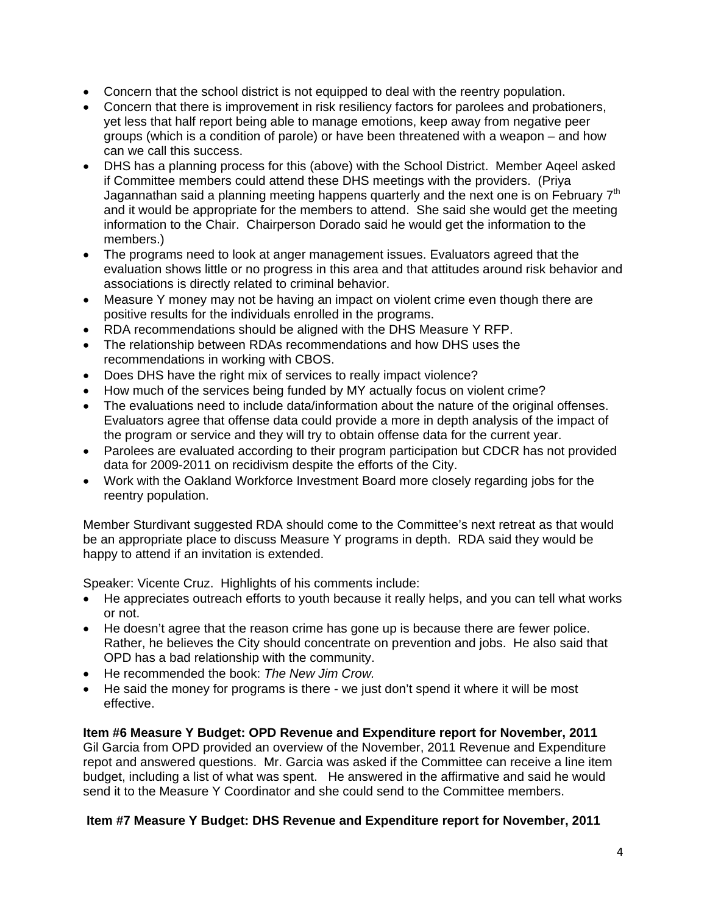- Concern that the school district is not equipped to deal with the reentry population.
- Concern that there is improvement in risk resiliency factors for parolees and probationers, yet less that half report being able to manage emotions, keep away from negative peer groups (which is a condition of parole) or have been threatened with a weapon – and how can we call this success.
- DHS has a planning process for this (above) with the School District. Member Aqeel asked if Committee members could attend these DHS meetings with the providers. (Priya Jagannathan said a planning meeting happens quarterly and the next one is on February 7th and it would be appropriate for the members to attend. She said she would get the meeting information to the Chair. Chairperson Dorado said he would get the information to the members.)
- The programs need to look at anger management issues. Evaluators agreed that the evaluation shows little or no progress in this area and that attitudes around risk behavior and associations is directly related to criminal behavior.
- Measure Y money may not be having an impact on violent crime even though there are positive results for the individuals enrolled in the programs.
- RDA recommendations should be aligned with the DHS Measure Y RFP.
- The relationship between RDAs recommendations and how DHS uses the recommendations in working with CBOS.
- Does DHS have the right mix of services to really impact violence?
- How much of the services being funded by MY actually focus on violent crime?
- The evaluations need to include data/information about the nature of the original offenses. Evaluators agree that offense data could provide a more in depth analysis of the impact of the program or service and they will try to obtain offense data for the current year.
- Parolees are evaluated according to their program participation but CDCR has not provided data for 2009-2011 on recidivism despite the efforts of the City.
- Work with the Oakland Workforce Investment Board more closely regarding jobs for the reentry population.

Member Sturdivant suggested RDA should come to the Committee's next retreat as that would be an appropriate place to discuss Measure Y programs in depth. RDA said they would be happy to attend if an invitation is extended.

Speaker: Vicente Cruz. Highlights of his comments include:

- He appreciates outreach efforts to youth because it really helps, and you can tell what works or not.
- He doesn't agree that the reason crime has gone up is because there are fewer police. Rather, he believes the City should concentrate on prevention and jobs. He also said that OPD has a bad relationship with the community.
- He recommended the book: *The New Jim Crow*.
- He said the money for programs is there - we just don't spend it where it will be most effective.

**Item #6 Measure Y Budget: OPD Revenue and Expenditure report for November, 2011**
Gil Garcia from OPD provided an overview of the November, 2011 Revenue and Expenditure repot and answered questions. Mr. Garcia was asked if the Committee can receive a line item budget, including a list of what was spent. He answered in the affirmative and said he would send it to the Measure Y Coordinator and she could send to the Committee members.

**Item #7 Measure Y Budget: DHS Revenue and Expenditure report for November, 2011**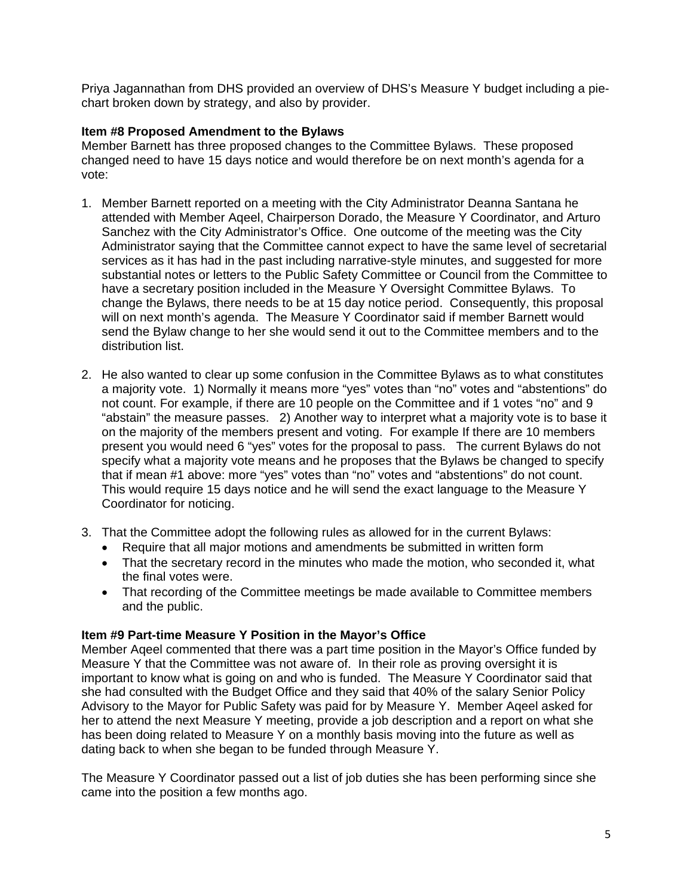Priya Jagannathan from DHS provided an overview of DHS's Measure Y budget including a pie-chart broken down by strategy, and also by provider.

**Item #8 Proposed Amendment to the Bylaws**

Member Barnett has three proposed changes to the Committee Bylaws. These proposed changed need to have 15 days notice and would therefore be on next month's agenda for a vote:

1. Member Barnett reported on a meeting with the City Administrator Deanna Santana he attended with Member Aqeel, Chairperson Dorado, the Measure Y Coordinator, and Arturo Sanchez with the City Administrator's Office. One outcome of the meeting was the City Administrator saying that the Committee cannot expect to have the same level of secretarial services as it has had in the past including narrative-style minutes, and suggested for more substantial notes or letters to the Public Safety Committee or Council from the Committee to have a secretary position included in the Measure Y Oversight Committee Bylaws. To change the Bylaws, there needs to be at 15 day notice period. Consequently, this proposal will on next month's agenda. The Measure Y Coordinator said if member Barnett would send the Bylaw change to her she would send it out to the Committee members and to the distribution list.

2. He also wanted to clear up some confusion in the Committee Bylaws as to what constitutes a majority vote. 1) Normally it means more "yes" votes than "no" votes and "abstentions" do not count. For example, if there are 10 people on the Committee and if 1 votes "no" and 9 "abstain" the measure passes. 2) Another way to interpret what a majority vote is to base it on the majority of the members present and voting. For example If there are 10 members present you would need 6 "yes" votes for the proposal to pass. The current Bylaws do not specify what a majority vote means and he proposes that the Bylaws be changed to specify that if mean #1 above: more "yes" votes than "no" votes and "abstentions" do not count. This would require 15 days notice and he will send the exact language to the Measure Y Coordinator for noticing.

3. That the Committee adopt the following rules as allowed for in the current Bylaws:
   - Require that all major motions and amendments be submitted in written form
   - That the secretary record in the minutes who made the motion, who seconded it, what the final votes were.
   - That recording of the Committee meetings be made available to Committee members and the public.

**Item #9 Part-time Measure Y Position in the Mayor's Office**

Member Aqeel commented that there was a part time position in the Mayor's Office funded by Measure Y that the Committee was not aware of. In their role as proving oversight it is important to know what is going on and who is funded. The Measure Y Coordinator said that she had consulted with the Budget Office and they said that 40% of the salary Senior Policy Advisory to the Mayor for Public Safety was paid for by Measure Y. Member Aqeel asked for her to attend the next Measure Y meeting, provide a job description and a report on what she has been doing related to Measure Y on a monthly basis moving into the future as well as dating back to when she began to be funded through Measure Y.

The Measure Y Coordinator passed out a list of job duties she has been performing since she came into the position a few months ago.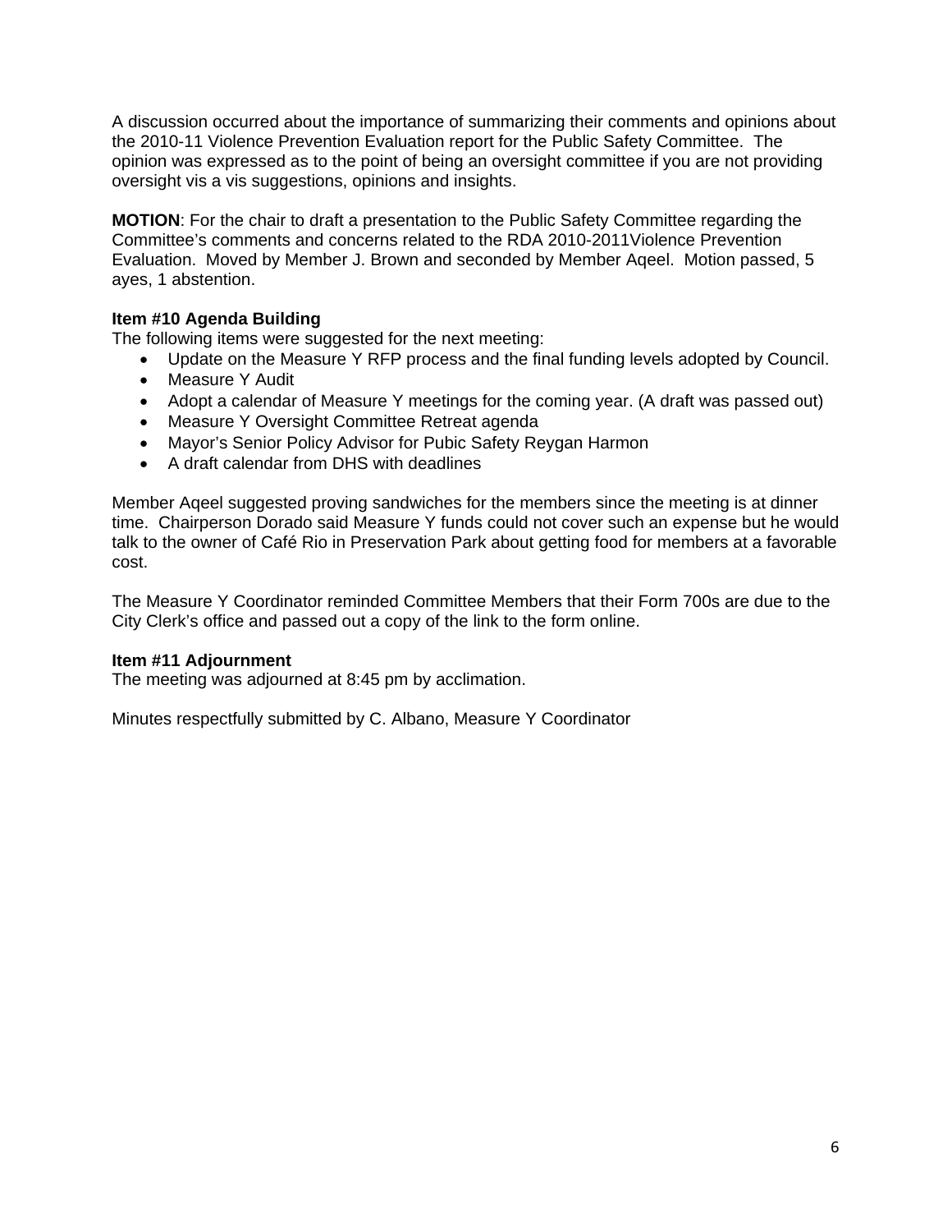A discussion occurred about the importance of summarizing their comments and opinions about the 2010-11 Violence Prevention Evaluation report for the Public Safety Committee. The opinion was expressed as to the point of being an oversight committee if you are not providing oversight vis a vis suggestions, opinions and insights.

**MOTION**: For the chair to draft a presentation to the Public Safety Committee regarding the Committee's comments and concerns related to the RDA 2010-2011Violence Prevention Evaluation. Moved by Member J. Brown and seconded by Member Aqeel. Motion passed, 5 ayes, 1 abstention.

**Item #10 Agenda Building**

The following items were suggested for the next meeting:

- Update on the Measure Y RFP process and the final funding levels adopted by Council.
- Measure Y Audit
- Adopt a calendar of Measure Y meetings for the coming year. (A draft was passed out)
- Measure Y Oversight Committee Retreat agenda
- Mayor's Senior Policy Advisor for Pubic Safety Reygan Harmon
- A draft calendar from DHS with deadlines

Member Aqeel suggested proving sandwiches for the members since the meeting is at dinner time. Chairperson Dorado said Measure Y funds could not cover such an expense but he would talk to the owner of Café Rio in Preservation Park about getting food for members at a favorable cost.

The Measure Y Coordinator reminded Committee Members that their Form 700s are due to the City Clerk's office and passed out a copy of the link to the form online.

**Item #11 Adjournment**

The meeting was adjourned at 8:45 pm by acclimation.

Minutes respectfully submitted by C. Albano, Measure Y Coordinator